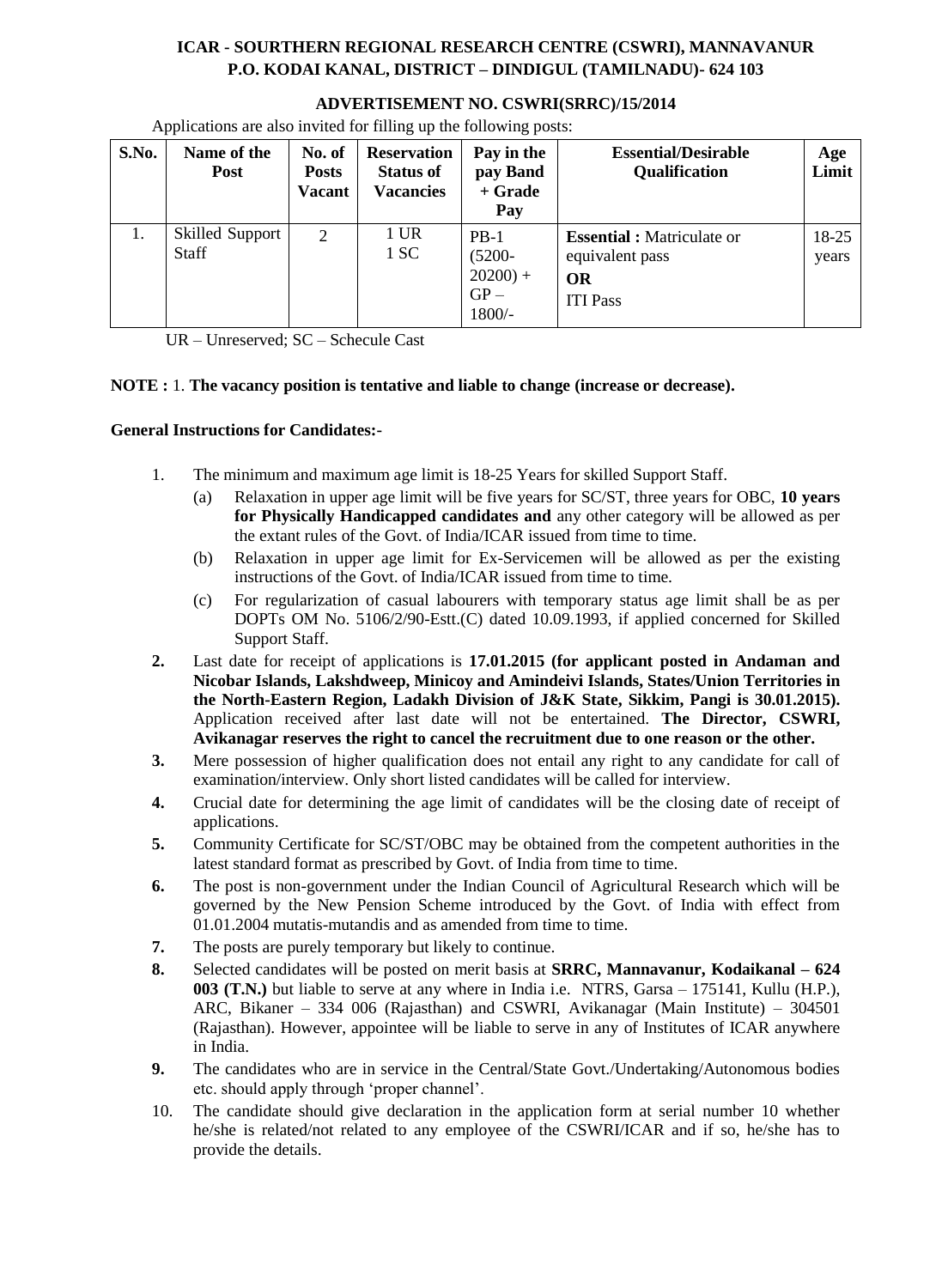**ICAR - SOURTHERN REGIONAL RESEARCH CENTRE (CSWRI), MANNAVANUR**
**P.O. KODAI KANAL, DISTRICT – DINDIGUL (TAMILNADU)- 624 103**

**ADVERTISEMENT NO. CSWRI(SRRC)/15/2014**

Applications are also invited for filling up the following posts:

| S.No. | Name of the Post | No. of Posts Vacant | Reservation Status of Vacancies | Pay in the pay Band + Grade Pay | Essential/Desirable Qualification | Age Limit |
|---|---|---|---|---|---|---|
| 1. | Skilled Support Staff | 2 | 1 UR<br>1 SC | PB-1 (5200-20200) + GP – 1800/- | **Essential :** Matriculate or equivalent pass<br>**OR**<br>ITI Pass | 18-25 years |

UR – Unreserved; SC – Schecule Cast

**NOTE :** 1. **The vacancy position is tentative and liable to change (increase or decrease).**

**General Instructions for Candidates:-**

1. The minimum and maximum age limit is 18-25 Years for skilled Support Staff.
   - (a) Relaxation in upper age limit will be five years for SC/ST, three years for OBC, **10 years for Physically Handicapped candidates and** any other category will be allowed as per the extant rules of the Govt. of India/ICAR issued from time to time.
   - (b) Relaxation in upper age limit for Ex-Servicemen will be allowed as per the existing instructions of the Govt. of India/ICAR issued from time to time.
   - (c) For regularization of casual labourers with temporary status age limit shall be as per DOPTs OM No. 5106/2/90-Estt.(C) dated 10.09.1993, if applied concerned for Skilled Support Staff.
2. Last date for receipt of applications is **17.01.2015 (for applicant posted in Andaman and Nicobar Islands, Lakshdweep, Minicoy and Amindeivi Islands, States/Union Territories in the North-Eastern Region, Ladakh Division of J&K State, Sikkim, Pangi is 30.01.2015).** Application received after last date will not be entertained. **The Director, CSWRI, Avikanagar reserves the right to cancel the recruitment due to one reason or the other.**
3. Mere possession of higher qualification does not entail any right to any candidate for call of examination/interview. Only short listed candidates will be called for interview.
4. Crucial date for determining the age limit of candidates will be the closing date of receipt of applications.
5. Community Certificate for SC/ST/OBC may be obtained from the competent authorities in the latest standard format as prescribed by Govt. of India from time to time.
6. The post is non-government under the Indian Council of Agricultural Research which will be governed by the New Pension Scheme introduced by the Govt. of India with effect from 01.01.2004 mutatis-mutandis and as amended from time to time.
7. The posts are purely temporary but likely to continue.
8. Selected candidates will be posted on merit basis at **SRRC, Mannavanur, Kodaikanal – 624 003 (T.N.)** but liable to serve at any where in India i.e. NTRS, Garsa – 175141, Kullu (H.P.), ARC, Bikaner – 334 006 (Rajasthan) and CSWRI, Avikanagar (Main Institute) – 304501 (Rajasthan). However, appointee will be liable to serve in any of Institutes of ICAR anywhere in India.
9. The candidates who are in service in the Central/State Govt./Undertaking/Autonomous bodies etc. should apply through 'proper channel'.
10. The candidate should give declaration in the application form at serial number 10 whether he/she is related/not related to any employee of the CSWRI/ICAR and if so, he/she has to provide the details.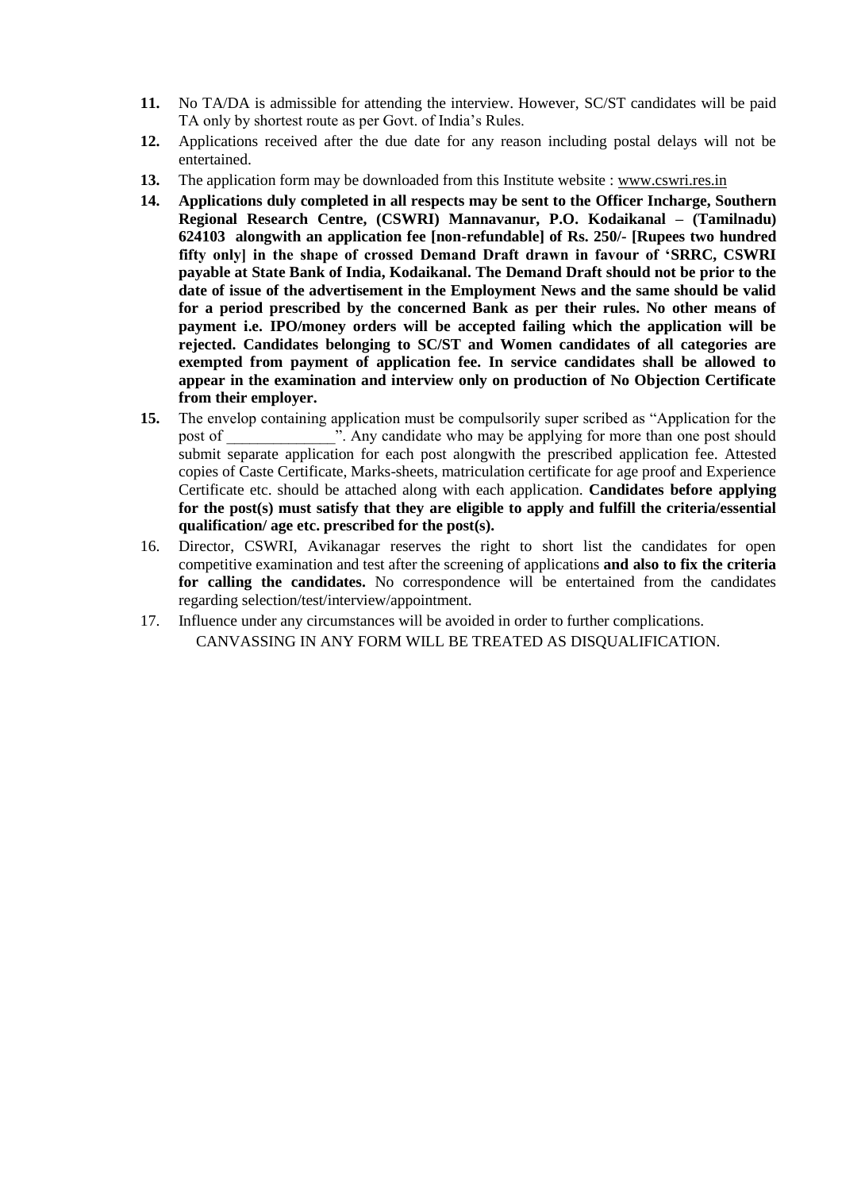**11.** No TA/DA is admissible for attending the interview. However, SC/ST candidates will be paid TA only by shortest route as per Govt. of India's Rules.

**12.** Applications received after the due date for any reason including postal delays will not be entertained.

**13.** The application form may be downloaded from this Institute website : www.cswri.res.in

**14.** **Applications duly completed in all respects may be sent to the Officer Incharge, Southern Regional Research Centre, (CSWRI) Mannavanur, P.O. Kodaikanal – (Tamilnadu) 624103 alongwith an application fee [non-refundable] of Rs. 250/- [Rupees two hundred fifty only] in the shape of crossed Demand Draft drawn in favour of 'SRRC, CSWRI payable at State Bank of India, Kodaikanal. The Demand Draft should not be prior to the date of issue of the advertisement in the Employment News and the same should be valid for a period prescribed by the concerned Bank as per their rules. No other means of payment i.e. IPO/money orders will be accepted failing which the application will be rejected. Candidates belonging to SC/ST and Women candidates of all categories are exempted from payment of application fee. In service candidates shall be allowed to appear in the examination and interview only on production of No Objection Certificate from their employer.**

**15.** The envelop containing application must be compulsorily super scribed as "Application for the post of ______________". Any candidate who may be applying for more than one post should submit separate application for each post alongwith the prescribed application fee. Attested copies of Caste Certificate, Marks-sheets, matriculation certificate for age proof and Experience Certificate etc. should be attached along with each application. **Candidates before applying for the post(s) must satisfy that they are eligible to apply and fulfill the criteria/essential qualification/ age etc. prescribed for the post(s).**

16. Director, CSWRI, Avikanagar reserves the right to short list the candidates for open competitive examination and test after the screening of applications **and also to fix the criteria for calling the candidates.** No correspondence will be entertained from the candidates regarding selection/test/interview/appointment.

17. Influence under any circumstances will be avoided in order to further complications.

CANVASSING IN ANY FORM WILL BE TREATED AS DISQUALIFICATION.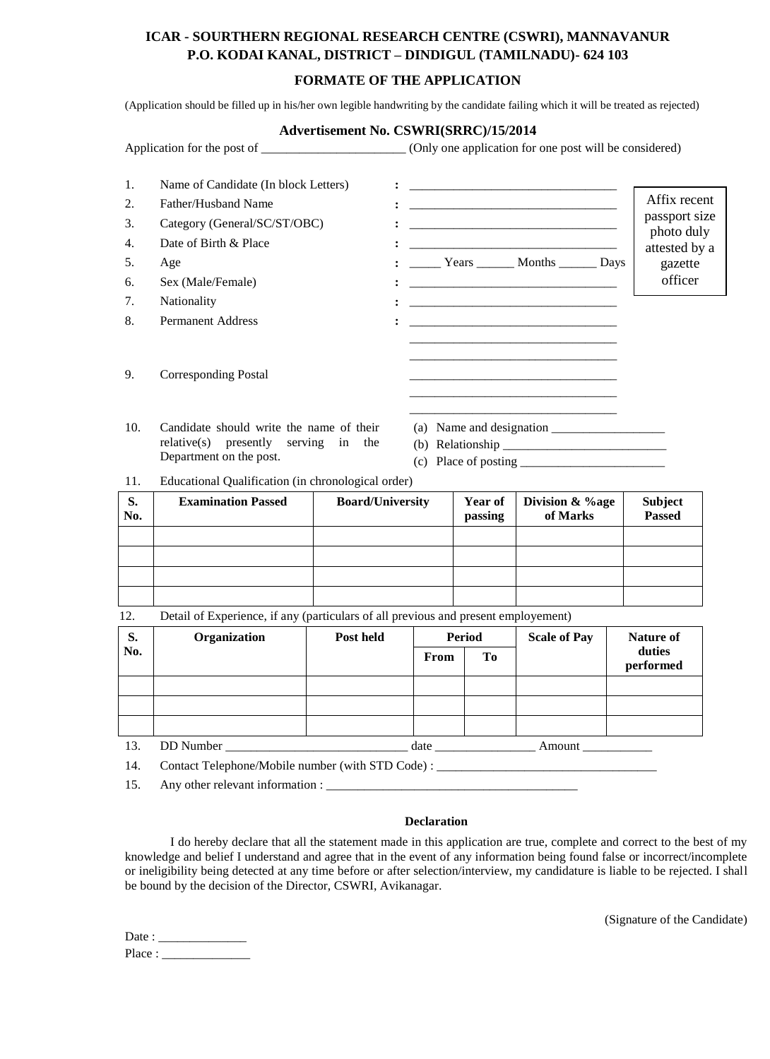**ICAR - SOURTHERN REGIONAL RESEARCH CENTRE (CSWRI), MANNAVANUR**
**P.O. KODAI KANAL, DISTRICT – DINDIGUL (TAMILNADU)- 624 103**

## FORMATE OF THE APPLICATION

(Application should be filled up in his/her own legible handwriting by the candidate failing which it will be treated as rejected)

**Advertisement No. CSWRI(SRRC)/15/2014**

Application for the post of _______________________ (Only one application for one post will be considered)

Affix recent passport size photo duly attested by a gazette officer

1. Name of Candidate (In block Letters) : _________________________________
2. Father/Husband Name : _________________________________
3. Category (General/SC/ST/OBC) : _________________________________
4. Date of Birth & Place : _________________________________
5. Age : _____ Years ______ Months ______ Days
6. Sex (Male/Female) : _________________________________
7. Nationality : _________________________________
8. Permanent Address : _________________________________
_________________________________
_________________________________
9. Corresponding Postal _________________________________
_________________________________
_________________________________
10. Candidate should write the name of their relative(s) presently serving in the Department on the post.
    (a) Name and designation __________________
    (b) Relationship __________________________
    (c) Place of posting _______________________
11. Educational Qualification (in chronological order)

| S. No. | Examination Passed | Board/University | Year of passing | Division & %age of Marks | Subject Passed |
|---|---|---|---|---|---|
| | | | | | |
| | | | | | |
| | | | | | |
| | | | | | |

12. Detail of Experience, if any (particulars of all previous and present employement)

| S. No. | Organization | Post held | Period | | Scale of Pay | Nature of duties performed |
|---|---|---|---|---|---|---|
| | | | From | To | | |
| | | | | | | |
| | | | | | | |
| | | | | | | |

13. DD Number _____________________________ date ________________ Amount ___________
14. Contact Telephone/Mobile number (with STD Code) : ___________________________________
15. Any other relevant information : ________________________________________

**Declaration**

I do hereby declare that all the statement made in this application are true, complete and correct to the best of my knowledge and belief I understand and agree that in the event of any information being found false or incorrect/incomplete or ineligibility being detected at any time before or after selection/interview, my candidature is liable to be rejected. I shall be bound by the decision of the Director, CSWRI, Avikanagar.

(Signature of the Candidate)

Date : ______________
Place : ______________